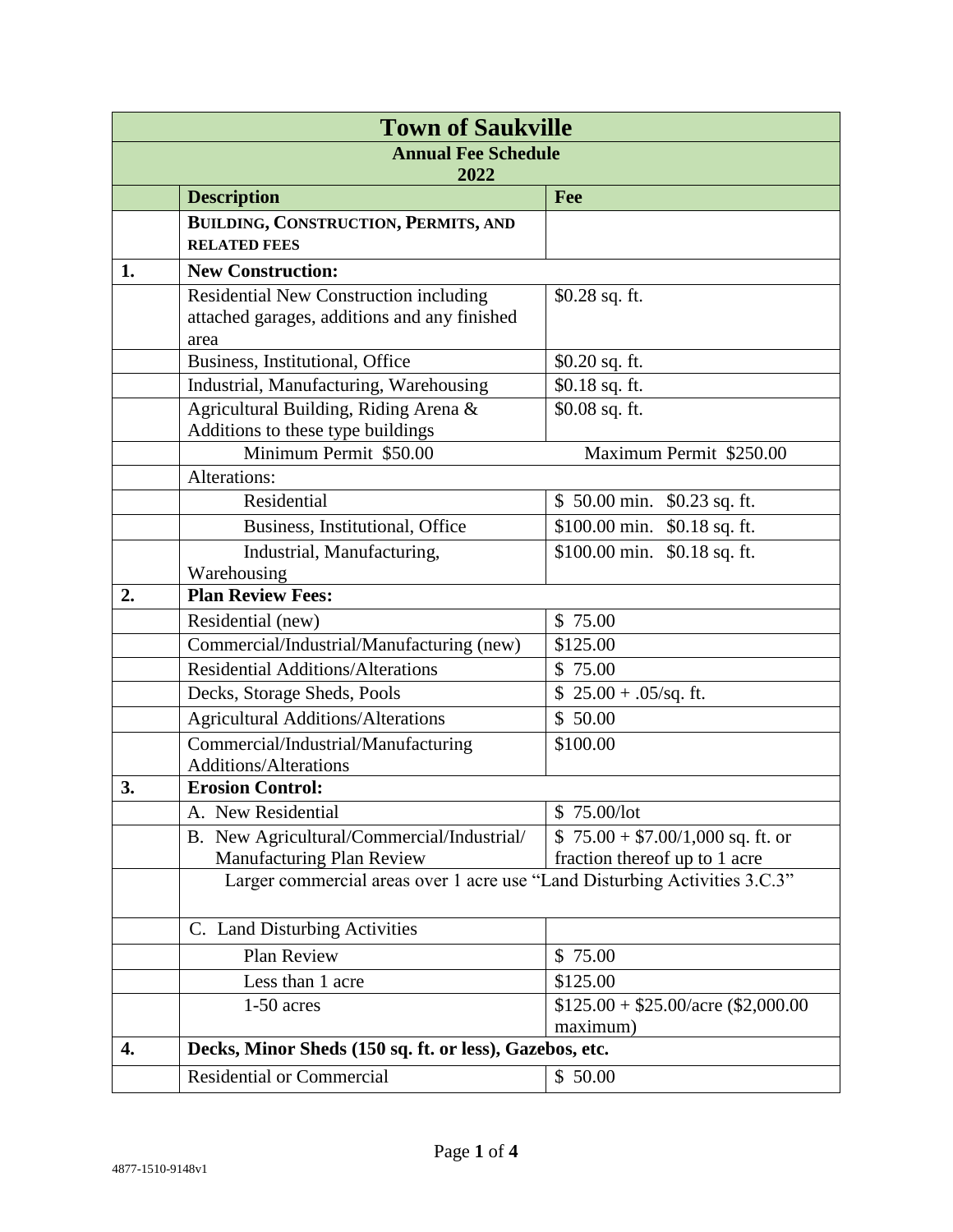| Town of Saukville | | |
|---|---|---|
| **Annual Fee Schedule 2022** | | |
| | **Description** | **Fee** |
| | **BUILDING, CONSTRUCTION, PERMITS, AND RELATED FEES** | |
| **1.** | **New Construction:** | |
| | Residential New Construction including attached garages, additions and any finished area | $0.28 sq. ft. |
| | Business, Institutional, Office | $0.20 sq. ft. |
| | Industrial, Manufacturing, Warehousing | $0.18 sq. ft. |
| | Agricultural Building, Riding Arena & Additions to these type buildings | $0.08 sq. ft. |
| | Minimum Permit $50.00 | Maximum Permit $250.00 |
| | Alterations: | |
| | Residential | $ 50.00 min. $0.23 sq. ft. |
| | Business, Institutional, Office | $100.00 min. $0.18 sq. ft. |
| | Industrial, Manufacturing, Warehousing | $100.00 min. $0.18 sq. ft. |
| **2.** | **Plan Review Fees:** | |
| | Residential (new) | $ 75.00 |
| | Commercial/Industrial/Manufacturing (new) | $125.00 |
| | Residential Additions/Alterations | $ 75.00 |
| | Decks, Storage Sheds, Pools | $ 25.00 + .05/sq. ft. |
| | Agricultural Additions/Alterations | $ 50.00 |
| | Commercial/Industrial/Manufacturing Additions/Alterations | $100.00 |
| **3.** | **Erosion Control:** | |
| | A. New Residential | $ 75.00/lot |
| | B. New Agricultural/Commercial/Industrial/ Manufacturing Plan Review | $ 75.00 + $7.00/1,000 sq. ft. or fraction thereof up to 1 acre |
| | Larger commercial areas over 1 acre use "Land Disturbing Activities 3.C.3" | |
| | C. Land Disturbing Activities | |
| | Plan Review | $ 75.00 |
| | Less than 1 acre | $125.00 |
| | 1-50 acres | $125.00 + $25.00/acre ($2,000.00 maximum) |
| **4.** | **Decks, Minor Sheds (150 sq. ft. or less), Gazebos, etc.** | |
| | Residential or Commercial | $ 50.00 |

4877-1510-9148v1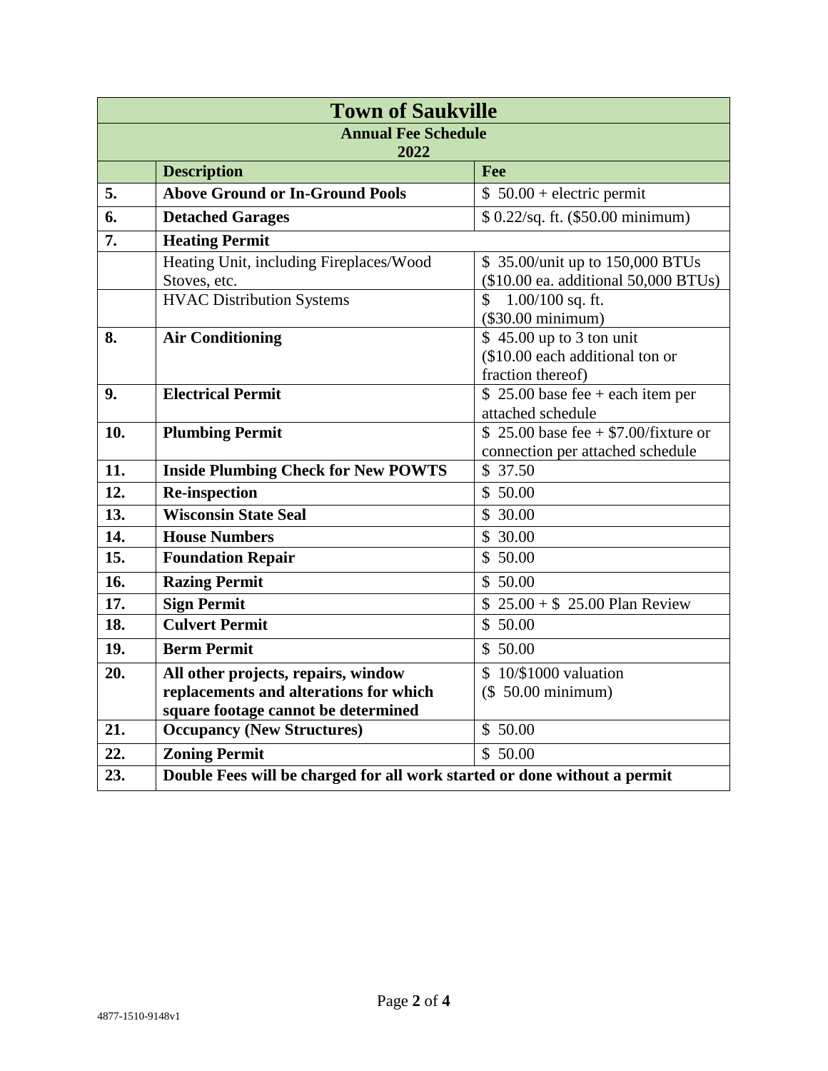| Town of Saukville | | |
|---|---|---|
| **Annual Fee Schedule 2022** | | |
| | **Description** | **Fee** |
| **5.** | **Above Ground or In-Ground Pools** | $ 50.00 + electric permit |
| **6.** | **Detached Garages** | $ 0.22/sq. ft. ($50.00 minimum) |
| **7.** | **Heating Permit** | |
| | Heating Unit, including Fireplaces/Wood Stoves, etc. | $ 35.00/unit up to 150,000 BTUs ($10.00 ea. additional 50,000 BTUs) |
| | HVAC Distribution Systems | $ 1.00/100 sq. ft. ($30.00 minimum) |
| **8.** | **Air Conditioning** | $ 45.00 up to 3 ton unit ($10.00 each additional ton or fraction thereof) |
| **9.** | **Electrical Permit** | $ 25.00 base fee + each item per attached schedule |
| **10.** | **Plumbing Permit** | $ 25.00 base fee + $7.00/fixture or connection per attached schedule |
| **11.** | **Inside Plumbing Check for New POWTS** | $ 37.50 |
| **12.** | **Re-inspection** | $ 50.00 |
| **13.** | **Wisconsin State Seal** | $ 30.00 |
| **14.** | **House Numbers** | $ 30.00 |
| **15.** | **Foundation Repair** | $ 50.00 |
| **16.** | **Razing Permit** | $ 50.00 |
| **17.** | **Sign Permit** | $ 25.00 + $ 25.00 Plan Review |
| **18.** | **Culvert Permit** | $ 50.00 |
| **19.** | **Berm Permit** | $ 50.00 |
| **20.** | **All other projects, repairs, window replacements and alterations for which square footage cannot be determined** | $ 10/$1000 valuation ($ 50.00 minimum) |
| **21.** | **Occupancy (New Structures)** | $ 50.00 |
| **22.** | **Zoning Permit** | $ 50.00 |
| **23.** | **Double Fees will be charged for all work started or done without a permit** | |

4877-1510-9148v1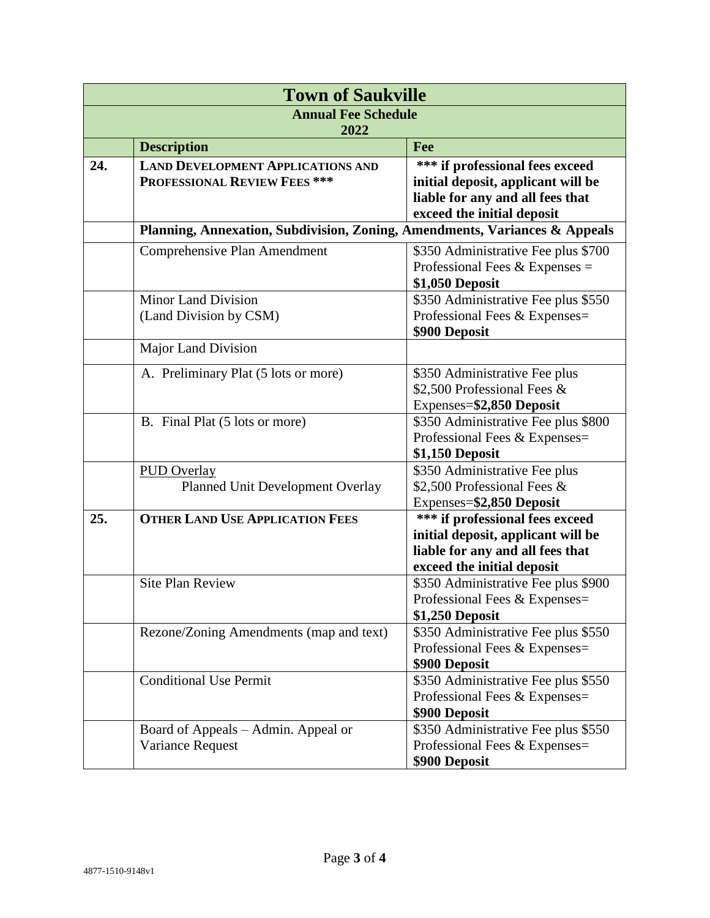| Town of Saukville | | |
|---|---|---|
| **Annual Fee Schedule 2022** | | |
| | **Description** | **Fee** |
| **24.** | **LAND DEVELOPMENT APPLICATIONS AND PROFESSIONAL REVIEW FEES \*\*\*** | **\*\*\* if professional fees exceed initial deposit, applicant will be liable for any and all fees that exceed the initial deposit** |
| | **Planning, Annexation, Subdivision, Zoning, Amendments, Variances & Appeals** | |
| | Comprehensive Plan Amendment | $350 Administrative Fee plus $700 Professional Fees & Expenses = **$1,050 Deposit** |
| | Minor Land Division (Land Division by CSM) | $350 Administrative Fee plus $550 Professional Fees & Expenses= **$900 Deposit** |
| | Major Land Division | |
| | A. Preliminary Plat (5 lots or more) | $350 Administrative Fee plus $2,500 Professional Fees & Expenses=**$2,850 Deposit** |
| | B. Final Plat (5 lots or more) | $350 Administrative Fee plus $800 Professional Fees & Expenses= **$1,150 Deposit** |
| | PUD Overlay<br>Planned Unit Development Overlay | $350 Administrative Fee plus $2,500 Professional Fees & Expenses=**$2,850 Deposit** |
| **25.** | **OTHER LAND USE APPLICATION FEES** | **\*\*\* if professional fees exceed initial deposit, applicant will be liable for any and all fees that exceed the initial deposit** |
| | Site Plan Review | $350 Administrative Fee plus $900 Professional Fees & Expenses= **$1,250 Deposit** |
| | Rezone/Zoning Amendments (map and text) | $350 Administrative Fee plus $550 Professional Fees & Expenses= **$900 Deposit** |
| | Conditional Use Permit | $350 Administrative Fee plus $550 Professional Fees & Expenses= **$900 Deposit** |
| | Board of Appeals – Admin. Appeal or Variance Request | $350 Administrative Fee plus $550 Professional Fees & Expenses= **$900 Deposit** |

4877-1510-9148v1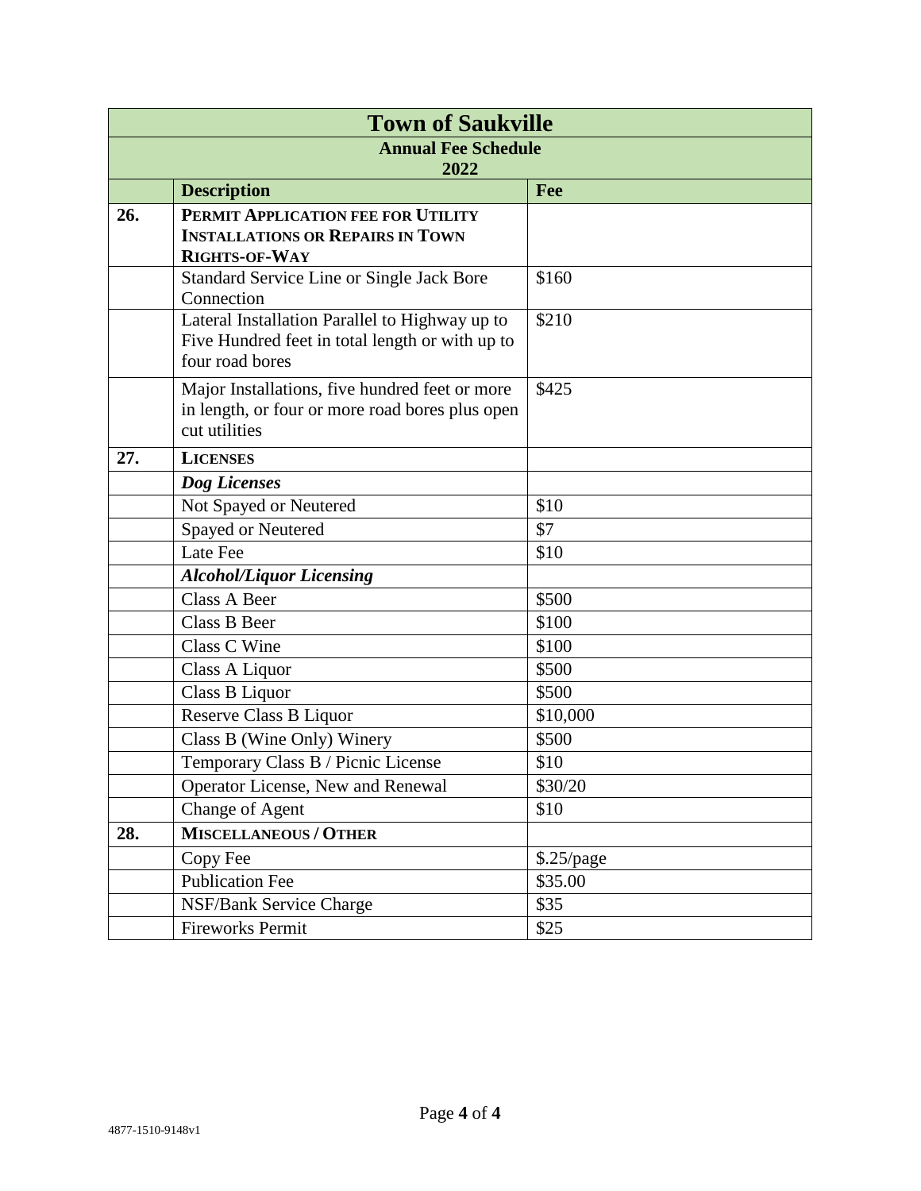| Town of Saukville | | |
|---|---|---|
| Annual Fee Schedule 2022 | | |
| | **Description** | **Fee** |
| **26.** | **PERMIT APPLICATION FEE FOR UTILITY INSTALLATIONS OR REPAIRS IN TOWN RIGHTS-OF-WAY** | |
| | Standard Service Line or Single Jack Bore Connection | $160 |
| | Lateral Installation Parallel to Highway up to Five Hundred feet in total length or with up to four road bores | $210 |
| | Major Installations, five hundred feet or more in length, or four or more road bores plus open cut utilities | $425 |
| **27.** | **LICENSES** | |
| | ***Dog Licenses*** | |
| | Not Spayed or Neutered | $10 |
| | Spayed or Neutered | $7 |
| | Late Fee | $10 |
| | ***Alcohol/Liquor Licensing*** | |
| | Class A Beer | $500 |
| | Class B Beer | $100 |
| | Class C Wine | $100 |
| | Class A Liquor | $500 |
| | Class B Liquor | $500 |
| | Reserve Class B Liquor | $10,000 |
| | Class B (Wine Only) Winery | $500 |
| | Temporary Class B / Picnic License | $10 |
| | Operator License, New and Renewal | $30/20 |
| | Change of Agent | $10 |
| **28.** | **MISCELLANEOUS / OTHER** | |
| | Copy Fee | $.25/page |
| | Publication Fee | $35.00 |
| | NSF/Bank Service Charge | $35 |
| | Fireworks Permit | $25 |

4877-1510-9148v1